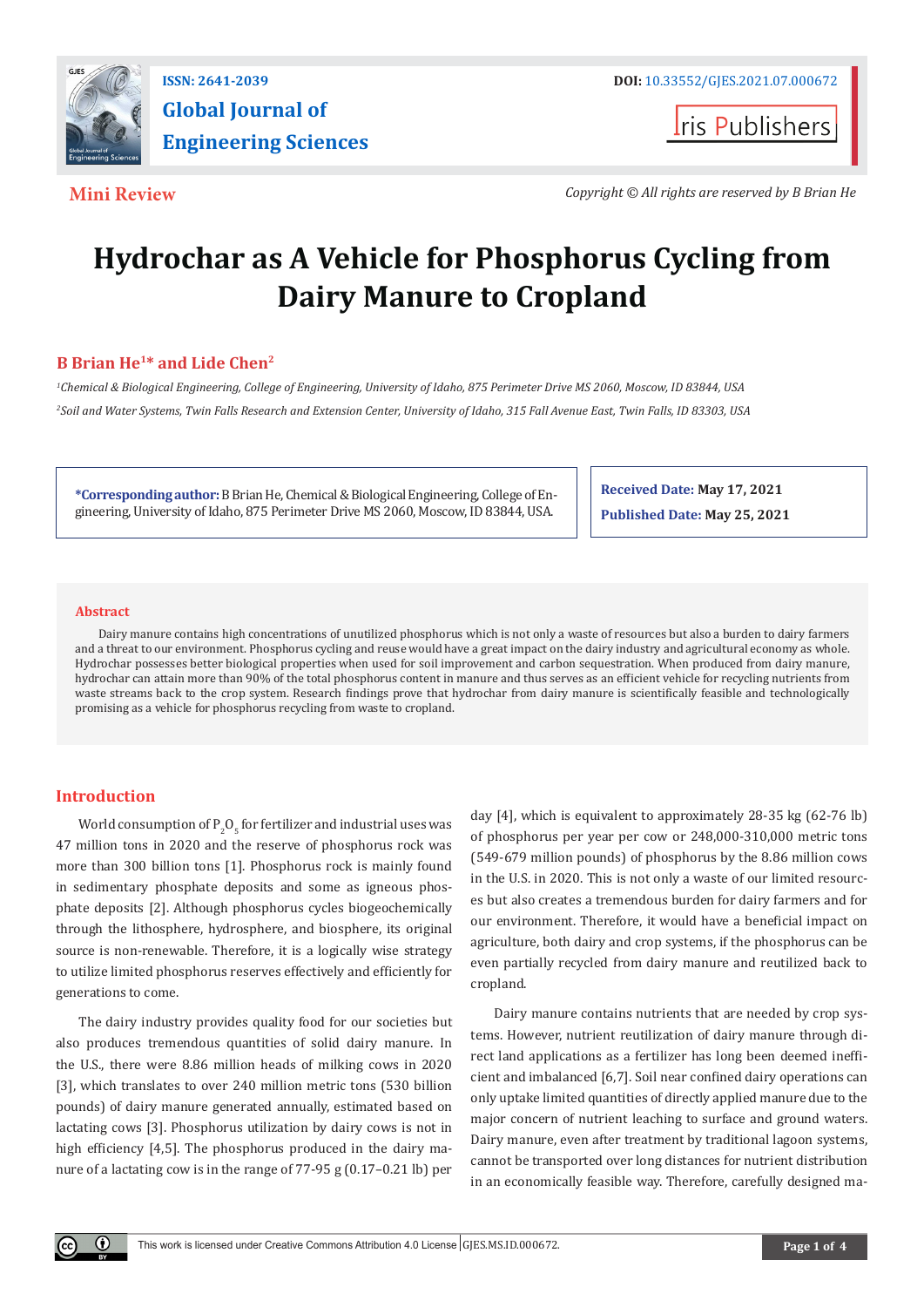ISSN: 2641-2039

**Global Journal of Engineering Sciences**

DOI: 10.33552/GJES.2021.07.000672

**Mini Review**

*Copyright © All rights are reserved by B Brian He*

# Hydrochar as A Vehicle for Phosphorus Cycling from Dairy Manure to Cropland

**B Brian He[1]* and Lide Chen[2]**

*[1]Chemical & Biological Engineering, College of Engineering, University of Idaho, 875 Perimeter Drive MS 2060, Moscow, ID 83844, USA*

*[2]Soil and Water Systems, Twin Falls Research and Extension Center, University of Idaho, 315 Fall Avenue East, Twin Falls, ID 83303, USA*

**\*Corresponding author:** B Brian He, Chemical & Biological Engineering, College of Engineering, University of Idaho, 875 Perimeter Drive MS 2060, Moscow, ID 83844, USA.

**Received Date:** May 17, 2021

**Published Date:** May 25, 2021

## Abstract

Dairy manure contains high concentrations of unutilized phosphorus which is not only a waste of resources but also a burden to dairy farmers and a threat to our environment. Phosphorus cycling and reuse would have a great impact on the dairy industry and agricultural economy as whole. Hydrochar possesses better biological properties when used for soil improvement and carbon sequestration. When produced from dairy manure, hydrochar can attain more than 90% of the total phosphorus content in manure and thus serves as an efficient vehicle for recycling nutrients from waste streams back to the crop system. Research findings prove that hydrochar from dairy manure is scientifically feasible and technologically promising as a vehicle for phosphorus recycling from waste to cropland.

## Introduction

World consumption of $P_2O_5$ for fertilizer and industrial uses was 47 million tons in 2020 and the reserve of phosphorus rock was more than 300 billion tons [1]. Phosphorus rock is mainly found in sedimentary phosphate deposits and some as igneous phosphate deposits [2]. Although phosphorus cycles biogeochemically through the lithosphere, hydrosphere, and biosphere, its original source is non-renewable. Therefore, it is a logically wise strategy to utilize limited phosphorus reserves effectively and efficiently for generations to come.

The dairy industry provides quality food for our societies but also produces tremendous quantities of solid dairy manure. In the U.S., there were 8.86 million heads of milking cows in 2020 [3], which translates to over 240 million metric tons (530 billion pounds) of dairy manure generated annually, estimated based on lactating cows [3]. Phosphorus utilization by dairy cows is not in high efficiency [4,5]. The phosphorus produced in the dairy manure of a lactating cow is in the range of 77-95 g (0.17–0.21 lb) per day [4], which is equivalent to approximately 28-35 kg (62-76 lb) of phosphorus per year per cow or 248,000-310,000 metric tons (549-679 million pounds) of phosphorus by the 8.86 million cows in the U.S. in 2020. This is not only a waste of our limited resources but also creates a tremendous burden for dairy farmers and for our environment. Therefore, it would have a beneficial impact on agriculture, both dairy and crop systems, if the phosphorus can be even partially recycled from dairy manure and reutilized back to cropland.

Dairy manure contains nutrients that are needed by crop systems. However, nutrient reutilization of dairy manure through direct land applications as a fertilizer has long been deemed inefficient and imbalanced [6,7]. Soil near confined dairy operations can only uptake limited quantities of directly applied manure due to the major concern of nutrient leaching to surface and ground waters. Dairy manure, even after treatment by traditional lagoon systems, cannot be transported over long distances for nutrient distribution in an economically feasible way. Therefore, carefully designed ma-

This work is licensed under Creative Commons Attribution 4.0 License GJES.MS.ID.000672.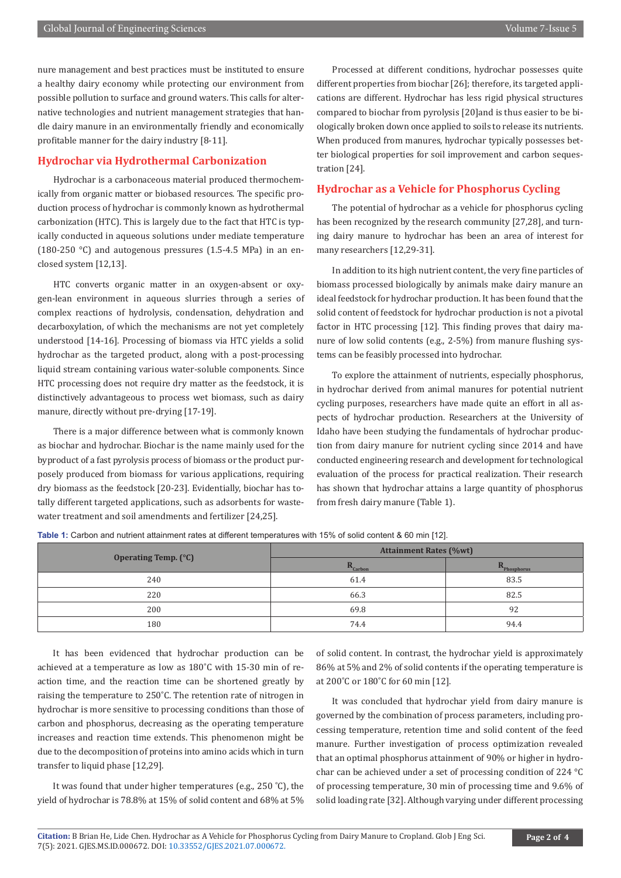nure management and best practices must be instituted to ensure a healthy dairy economy while protecting our environment from possible pollution to surface and ground waters. This calls for alternative technologies and nutrient management strategies that handle dairy manure in an environmentally friendly and economically profitable manner for the dairy industry [8-11].

## Hydrochar via Hydrothermal Carbonization

Hydrochar is a carbonaceous material produced thermochemically from organic matter or biobased resources. The specific production process of hydrochar is commonly known as hydrothermal carbonization (HTC). This is largely due to the fact that HTC is typically conducted in aqueous solutions under mediate temperature (180-250 °C) and autogenous pressures (1.5-4.5 MPa) in an enclosed system [12,13].

HTC converts organic matter in an oxygen-absent or oxygen-lean environment in aqueous slurries through a series of complex reactions of hydrolysis, condensation, dehydration and decarboxylation, of which the mechanisms are not yet completely understood [14-16]. Processing of biomass via HTC yields a solid hydrochar as the targeted product, along with a post-processing liquid stream containing various water-soluble components. Since HTC processing does not require dry matter as the feedstock, it is distinctively advantageous to process wet biomass, such as dairy manure, directly without pre-drying [17-19].

There is a major difference between what is commonly known as biochar and hydrochar. Biochar is the name mainly used for the byproduct of a fast pyrolysis process of biomass or the product purposely produced from biomass for various applications, requiring dry biomass as the feedstock [20-23]. Evidentially, biochar has totally different targeted applications, such as adsorbents for wastewater treatment and soil amendments and fertilizer [24,25].

Processed at different conditions, hydrochar possesses quite different properties from biochar [26]; therefore, its targeted applications are different. Hydrochar has less rigid physical structures compared to biochar from pyrolysis [20]and is thus easier to be biologically broken down once applied to soils to release its nutrients. When produced from manures, hydrochar typically possesses better biological properties for soil improvement and carbon sequestration [24].

## Hydrochar as a Vehicle for Phosphorus Cycling

The potential of hydrochar as a vehicle for phosphorus cycling has been recognized by the research community [27,28], and turning dairy manure to hydrochar has been an area of interest for many researchers [12,29-31].

In addition to its high nutrient content, the very fine particles of biomass processed biologically by animals make dairy manure an ideal feedstock for hydrochar production. It has been found that the solid content of feedstock for hydrochar production is not a pivotal factor in HTC processing [12]. This finding proves that dairy manure of low solid contents (e.g., 2-5%) from manure flushing systems can be feasibly processed into hydrochar.

To explore the attainment of nutrients, especially phosphorus, in hydrochar derived from animal manures for potential nutrient cycling purposes, researchers have made quite an effort in all aspects of hydrochar production. Researchers at the University of Idaho have been studying the fundamentals of hydrochar production from dairy manure for nutrient cycling since 2014 and have conducted engineering research and development for technological evaluation of the process for practical realization. Their research has shown that hydrochar attains a large quantity of phosphorus from fresh dairy manure (Table 1).

**Table 1:** Carbon and nutrient attainment rates at different temperatures with 15% of solid content & 60 min [12].

| Operating Temp. (°C) | Attainment Rates (%wt) | |
|---|---|---|
| | $R_{Carbon}$ | $R_{Phosphorus}$ |
| 240 | 61.4 | 83.5 |
| 220 | 66.3 | 82.5 |
| 200 | 69.8 | 92 |
| 180 | 74.4 | 94.4 |

It has been evidenced that hydrochar production can be achieved at a temperature as low as 180˚C with 15-30 min of reaction time, and the reaction time can be shortened greatly by raising the temperature to 250˚C. The retention rate of nitrogen in hydrochar is more sensitive to processing conditions than those of carbon and phosphorus, decreasing as the operating temperature increases and reaction time extends. This phenomenon might be due to the decomposition of proteins into amino acids which in turn transfer to liquid phase [12,29].

It was found that under higher temperatures (e.g., 250 ˚C), the yield of hydrochar is 78.8% at 15% of solid content and 68% at 5% of solid content. In contrast, the hydrochar yield is approximately 86% at 5% and 2% of solid contents if the operating temperature is at 200˚C or 180˚C for 60 min [12].

It was concluded that hydrochar yield from dairy manure is governed by the combination of process parameters, including processing temperature, retention time and solid content of the feed manure. Further investigation of process optimization revealed that an optimal phosphorus attainment of 90% or higher in hydrochar can be achieved under a set of processing condition of 224 °C of processing temperature, 30 min of processing time and 9.6% of solid loading rate [32]. Although varying under different processing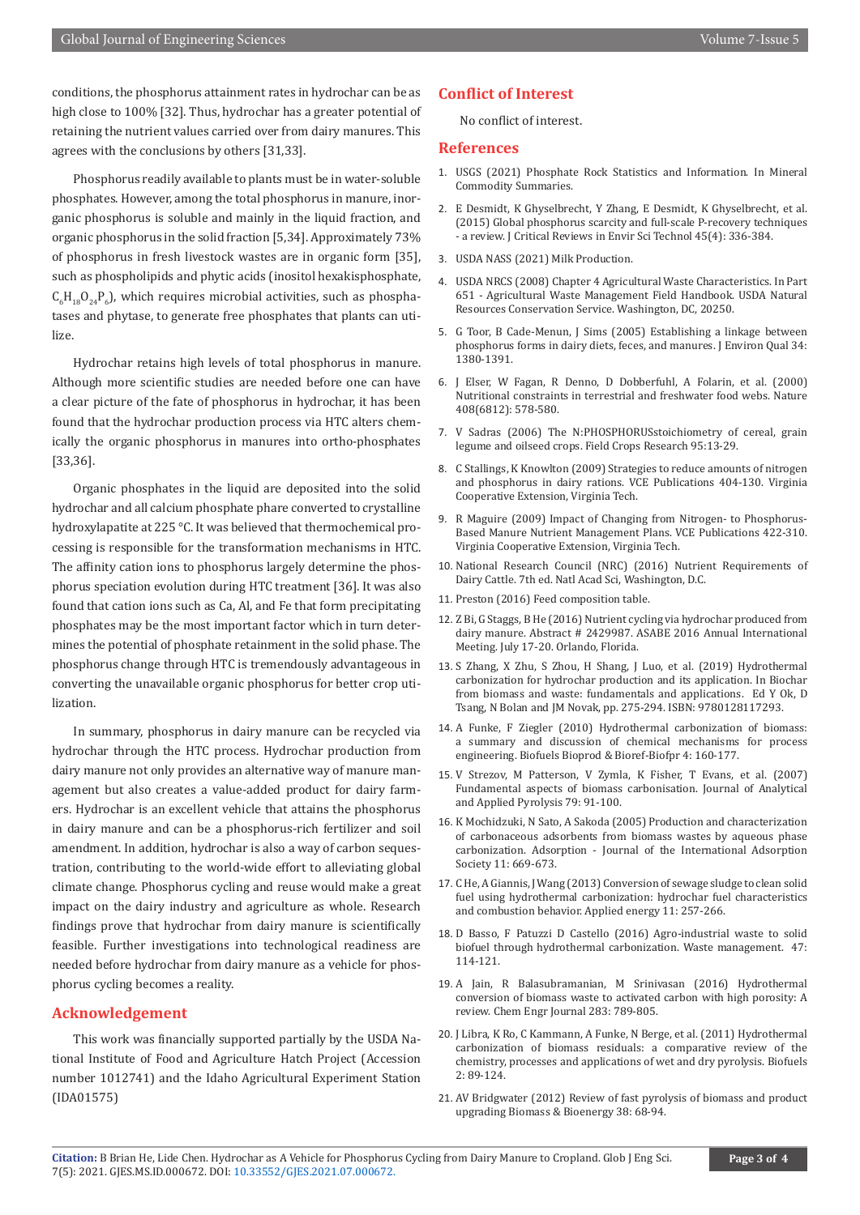conditions, the phosphorus attainment rates in hydrochar can be as high close to 100% [32]. Thus, hydrochar has a greater potential of retaining the nutrient values carried over from dairy manures. This agrees with the conclusions by others [31,33].

Phosphorus readily available to plants must be in water-soluble phosphates. However, among the total phosphorus in manure, inorganic phosphorus is soluble and mainly in the liquid fraction, and organic phosphorus in the solid fraction [5,34]. Approximately 73% of phosphorus in fresh livestock wastes are in organic form [35], such as phospholipids and phytic acids (inositol hexakisphosphate, $C_6H_{18}O_{24}P_6$), which requires microbial activities, such as phosphatases and phytase, to generate free phosphates that plants can utilize.

Hydrochar retains high levels of total phosphorus in manure. Although more scientific studies are needed before one can have a clear picture of the fate of phosphorus in hydrochar, it has been found that the hydrochar production process via HTC alters chemically the organic phosphorus in manures into ortho-phosphates [33,36].

Organic phosphates in the liquid are deposited into the solid hydrochar and all calcium phosphate phare converted to crystalline hydroxylapatite at 225 °C. It was believed that thermochemical processing is responsible for the transformation mechanisms in HTC. The affinity cation ions to phosphorus largely determine the phosphorus speciation evolution during HTC treatment [36]. It was also found that cation ions such as Ca, Al, and Fe that form precipitating phosphates may be the most important factor which in turn determines the potential of phosphate retainment in the solid phase. The phosphorus change through HTC is tremendously advantageous in converting the unavailable organic phosphorus for better crop utilization.

In summary, phosphorus in dairy manure can be recycled via hydrochar through the HTC process. Hydrochar production from dairy manure not only provides an alternative way of manure management but also creates a value-added product for dairy farmers. Hydrochar is an excellent vehicle that attains the phosphorus in dairy manure and can be a phosphorus-rich fertilizer and soil amendment. In addition, hydrochar is also a way of carbon sequestration, contributing to the world-wide effort to alleviating global climate change. Phosphorus cycling and reuse would make a great impact on the dairy industry and agriculture as whole. Research findings prove that hydrochar from dairy manure is scientifically feasible. Further investigations into technological readiness are needed before hydrochar from dairy manure as a vehicle for phosphorus cycling becomes a reality.

## Acknowledgement

This work was financially supported partially by the USDA National Institute of Food and Agriculture Hatch Project (Accession number 1012741) and the Idaho Agricultural Experiment Station (IDA01575)

## Conflict of Interest

No conflict of interest.

## References

1. USGS (2021) Phosphate Rock Statistics and Information. In Mineral Commodity Summaries.
2. E Desmidt, K Ghyselbrecht, Y Zhang, E Desmidt, K Ghyselbrecht, et al. (2015) Global phosphorus scarcity and full-scale P-recovery techniques - a review. J Critical Reviews in Envir Sci Technol 45(4): 336-384.
3. USDA NASS (2021) Milk Production.
4. USDA NRCS (2008) Chapter 4 Agricultural Waste Characteristics. In Part 651 - Agricultural Waste Management Field Handbook. USDA Natural Resources Conservation Service. Washington, DC, 20250.
5. G Toor, B Cade-Menun, J Sims (2005) Establishing a linkage between phosphorus forms in dairy diets, feces, and manures. J Environ Qual 34: 1380-1391.
6. J Elser, W Fagan, R Denno, D Dobberfuhl, A Folarin, et al. (2000) Nutritional constraints in terrestrial and freshwater food webs. Nature 408(6812): 578-580.
7. V Sadras (2006) The N:PHOSPHORUSstoichiometry of cereal, grain legume and oilseed crops. Field Crops Research 95:13-29.
8. C Stallings, K Knowlton (2009) Strategies to reduce amounts of nitrogen and phosphorus in dairy rations. VCE Publications 404-130. Virginia Cooperative Extension, Virginia Tech.
9. R Maguire (2009) Impact of Changing from Nitrogen- to Phosphorus-Based Manure Nutrient Management Plans. VCE Publications 422-310. Virginia Cooperative Extension, Virginia Tech.
10. National Research Council (NRC) (2016) Nutrient Requirements of Dairy Cattle. 7th ed. Natl Acad Sci, Washington, D.C.
11. Preston (2016) Feed composition table.
12. Z Bi, G Staggs, B He (2016) Nutrient cycling via hydrochar produced from dairy manure. Abstract # 2429987. ASABE 2016 Annual International Meeting. July 17-20. Orlando, Florida.
13. S Zhang, X Zhu, S Zhou, H Shang, J Luo, et al. (2019) Hydrothermal carbonization for hydrochar production and its application. In Biochar from biomass and waste: fundamentals and applications. Ed Y Ok, D Tsang, N Bolan and JM Novak, pp. 275-294. ISBN: 9780128117293.
14. A Funke, F Ziegler (2010) Hydrothermal carbonization of biomass: a summary and discussion of chemical mechanisms for process engineering. Biofuels Bioprod & Bioref-Biofpr 4: 160-177.
15. V Strezov, M Patterson, V Zymla, K Fisher, T Evans, et al. (2007) Fundamental aspects of biomass carbonisation. Journal of Analytical and Applied Pyrolysis 79: 91-100.
16. K Mochidzuki, N Sato, A Sakoda (2005) Production and characterization of carbonaceous adsorbents from biomass wastes by aqueous phase carbonization. Adsorption - Journal of the International Adsorption Society 11: 669-673.
17. C He, A Giannis, J Wang (2013) Conversion of sewage sludge to clean solid fuel using hydrothermal carbonization: hydrochar fuel characteristics and combustion behavior. Applied energy 11: 257-266.
18. D Basso, F Patuzzi D Castello (2016) Agro-industrial waste to solid biofuel through hydrothermal carbonization. Waste management. 47: 114-121.
19. A Jain, R Balasubramanian, M Srinivasan (2016) Hydrothermal conversion of biomass waste to activated carbon with high porosity: A review. Chem Engr Journal 283: 789-805.
20. J Libra, K Ro, C Kammann, A Funke, N Berge, et al. (2011) Hydrothermal carbonization of biomass residuals: a comparative review of the chemistry, processes and applications of wet and dry pyrolysis. Biofuels 2: 89-124.
21. AV Bridgwater (2012) Review of fast pyrolysis of biomass and product upgrading Biomass & Bioenergy 38: 68-94.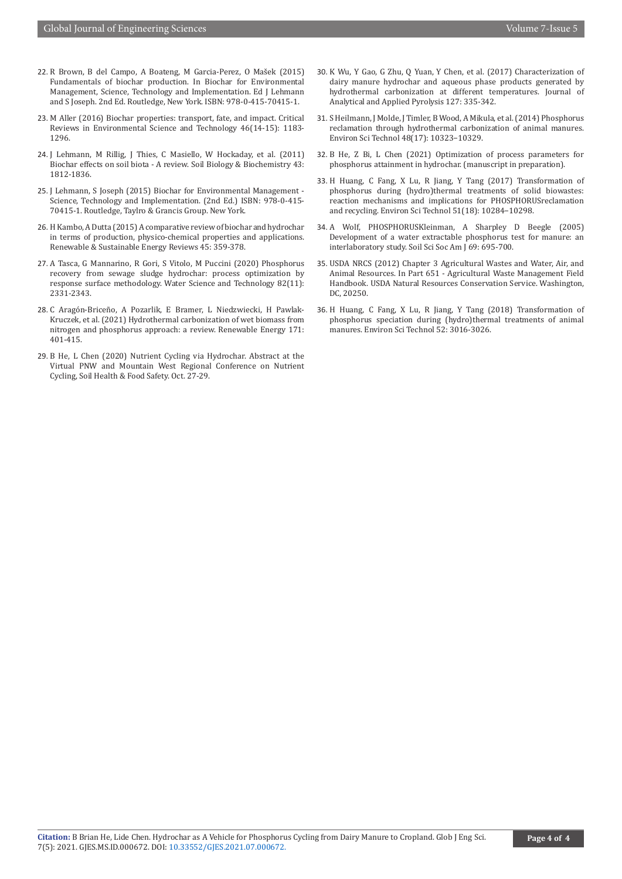22. R Brown, B del Campo, A Boateng, M Garcia-Perez, O Mašek (2015) Fundamentals of biochar production. In Biochar for Environmental Management, Science, Technology and Implementation. Ed J Lehmann and S Joseph. 2nd Ed. Routledge, New York. ISBN: 978-0-415-70415-1.

23. M Aller (2016) Biochar properties: transport, fate, and impact. Critical Reviews in Environmental Science and Technology 46(14-15): 1183-1296.

24. J Lehmann, M Rillig, J Thies, C Masiello, W Hockaday, et al. (2011) Biochar effects on soil biota - A review. Soil Biology & Biochemistry 43: 1812-1836.

25. J Lehmann, S Joseph (2015) Biochar for Environmental Management - Science, Technology and Implementation. (2nd Ed.) ISBN: 978-0-415-70415-1. Routledge, Taylro & Grancis Group. New York.

26. H Kambo, A Dutta (2015) A comparative review of biochar and hydrochar in terms of production, physico-chemical properties and applications. Renewable & Sustainable Energy Reviews 45: 359-378.

27. A Tasca, G Mannarino, R Gori, S Vitolo, M Puccini (2020) Phosphorus recovery from sewage sludge hydrochar: process optimization by response surface methodology. Water Science and Technology 82(11): 2331-2343.

28. C Aragón-Briceño, A Pozarlik, E Bramer, L Niedzwiecki, H Pawlak-Kruczek, et al. (2021) Hydrothermal carbonization of wet biomass from nitrogen and phosphorus approach: a review. Renewable Energy 171: 401-415.

29. B He, L Chen (2020) Nutrient Cycling via Hydrochar. Abstract at the Virtual PNW and Mountain West Regional Conference on Nutrient Cycling, Soil Health & Food Safety. Oct. 27-29.

30. K Wu, Y Gao, G Zhu, Q Yuan, Y Chen, et al. (2017) Characterization of dairy manure hydrochar and aqueous phase products generated by hydrothermal carbonization at different temperatures. Journal of Analytical and Applied Pyrolysis 127: 335-342.

31. S Heilmann, J Molde, J Timler, B Wood, A Mikula, et al. (2014) Phosphorus reclamation through hydrothermal carbonization of animal manures. Environ Sci Technol 48(17): 10323–10329.

32. B He, Z Bi, L Chen (2021) Optimization of process parameters for phosphorus attainment in hydrochar. (manuscript in preparation).

33. H Huang, C Fang, X Lu, R Jiang, Y Tang (2017) Transformation of phosphorus during (hydro)thermal treatments of solid biowastes: reaction mechanisms and implications for PHOSPHORUSreclamation and recycling. Environ Sci Technol 51(18): 10284–10298.

34. A Wolf, PHOSPHORUSKleinman, A Sharpley D Beegle (2005) Development of a water extractable phosphorus test for manure: an interlaboratory study. Soil Sci Soc Am J 69: 695-700.

35. USDA NRCS (2012) Chapter 3 Agricultural Wastes and Water, Air, and Animal Resources. In Part 651 - Agricultural Waste Management Field Handbook. USDA Natural Resources Conservation Service. Washington, DC, 20250.

36. H Huang, C Fang, X Lu, R Jiang, Y Tang (2018) Transformation of phosphorus speciation during (hydro)thermal treatments of animal manures. Environ Sci Technol 52: 3016-3026.